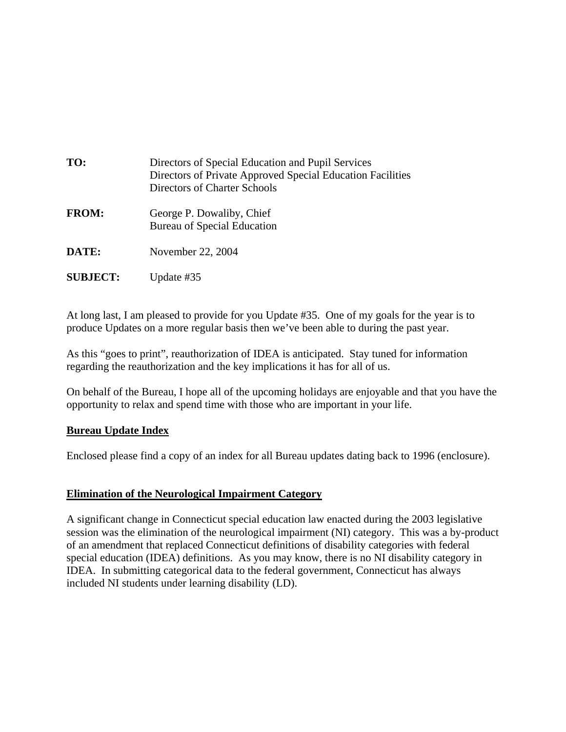|  |  |
| --- | --- |
| **TO:** | Directors of Special Education and Pupil Services<br>Directors of Private Approved Special Education Facilities<br>Directors of Charter Schools |
| **FROM:** | George P. Dowaliby, Chief<br>Bureau of Special Education |
| **DATE:** | November 22, 2004 |
| **SUBJECT:** | Update #35 |

At long last, I am pleased to provide for you Update #35. One of my goals for the year is to produce Updates on a more regular basis then we've been able to during the past year.

As this "goes to print", reauthorization of IDEA is anticipated. Stay tuned for information regarding the reauthorization and the key implications it has for all of us.

On behalf of the Bureau, I hope all of the upcoming holidays are enjoyable and that you have the opportunity to relax and spend time with those who are important in your life.

**Bureau Update Index**

Enclosed please find a copy of an index for all Bureau updates dating back to 1996 (enclosure).

**Elimination of the Neurological Impairment Category**

A significant change in Connecticut special education law enacted during the 2003 legislative session was the elimination of the neurological impairment (NI) category. This was a by-product of an amendment that replaced Connecticut definitions of disability categories with federal special education (IDEA) definitions. As you may know, there is no NI disability category in IDEA. In submitting categorical data to the federal government, Connecticut has always included NI students under learning disability (LD).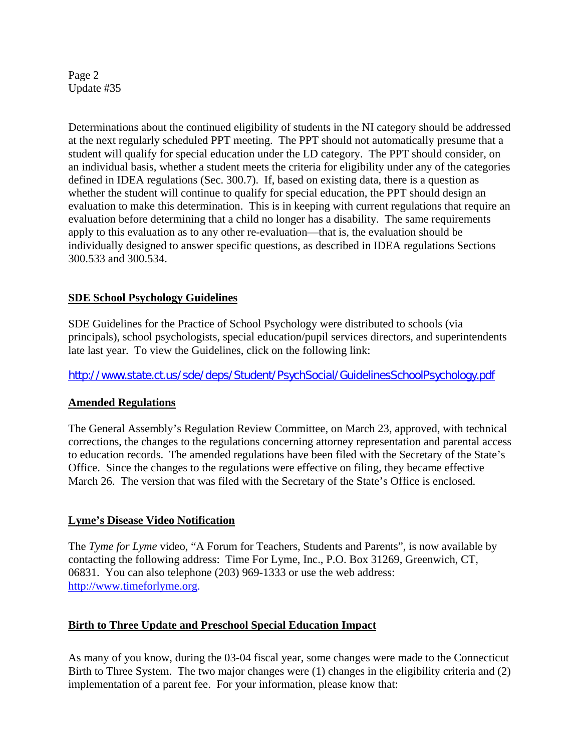Determinations about the continued eligibility of students in the NI category should be addressed at the next regularly scheduled PPT meeting. The PPT should not automatically presume that a student will qualify for special education under the LD category. The PPT should consider, on an individual basis, whether a student meets the criteria for eligibility under any of the categories defined in IDEA regulations (Sec. 300.7). If, based on existing data, there is a question as whether the student will continue to qualify for special education, the PPT should design an evaluation to make this determination. This is in keeping with current regulations that require an evaluation before determining that a child no longer has a disability. The same requirements apply to this evaluation as to any other re-evaluation—that is, the evaluation should be individually designed to answer specific questions, as described in IDEA regulations Sections 300.533 and 300.534.

## SDE School Psychology Guidelines

SDE Guidelines for the Practice of School Psychology were distributed to schools (via principals), school psychologists, special education/pupil services directors, and superintendents late last year. To view the Guidelines, click on the following link:

http://www.state.ct.us/sde/deps/Student/PsychSocial/GuidelinesSchoolPsychology.pdf

## Amended Regulations

The General Assembly's Regulation Review Committee, on March 23, approved, with technical corrections, the changes to the regulations concerning attorney representation and parental access to education records. The amended regulations have been filed with the Secretary of the State's Office. Since the changes to the regulations were effective on filing, they became effective March 26. The version that was filed with the Secretary of the State's Office is enclosed.

## Lyme's Disease Video Notification

The *Tyme for Lyme* video, "A Forum for Teachers, Students and Parents", is now available by contacting the following address: Time For Lyme, Inc., P.O. Box 31269, Greenwich, CT, 06831. You can also telephone (203) 969-1333 or use the web address: http://www.timeforlyme.org.

## Birth to Three Update and Preschool Special Education Impact

As many of you know, during the 03-04 fiscal year, some changes were made to the Connecticut Birth to Three System. The two major changes were (1) changes in the eligibility criteria and (2) implementation of a parent fee. For your information, please know that: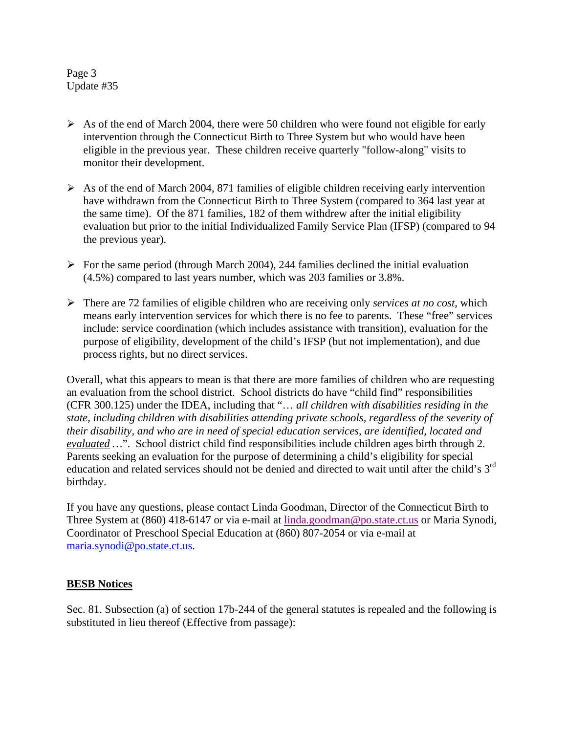- As of the end of March 2004, there were 50 children who were found not eligible for early intervention through the Connecticut Birth to Three System but who would have been eligible in the previous year. These children receive quarterly "follow-along" visits to monitor their development.

- As of the end of March 2004, 871 families of eligible children receiving early intervention have withdrawn from the Connecticut Birth to Three System (compared to 364 last year at the same time). Of the 871 families, 182 of them withdrew after the initial eligibility evaluation but prior to the initial Individualized Family Service Plan (IFSP) (compared to 94 the previous year).

- For the same period (through March 2004), 244 families declined the initial evaluation (4.5%) compared to last years number, which was 203 families or 3.8%.

- There are 72 families of eligible children who are receiving only *services at no cost*, which means early intervention services for which there is no fee to parents. These "free" services include: service coordination (which includes assistance with transition), evaluation for the purpose of eligibility, development of the child's IFSP (but not implementation), and due process rights, but no direct services.

Overall, what this appears to mean is that there are more families of children who are requesting an evaluation from the school district. School districts do have "child find" responsibilities (CFR 300.125) under the IDEA, including that "… *all children with disabilities residing in the state, including children with disabilities attending private schools, regardless of the severity of their disability, and who are in need of special education services, are identified, located and* ***evaluated*** …". School district child find responsibilities include children ages birth through 2. Parents seeking an evaluation for the purpose of determining a child's eligibility for special education and related services should not be denied and directed to wait until after the child's 3rd birthday.

If you have any questions, please contact Linda Goodman, Director of the Connecticut Birth to Three System at (860) 418-6147 or via e-mail at linda.goodman@po.state.ct.us or Maria Synodi, Coordinator of Preschool Special Education at (860) 807-2054 or via e-mail at maria.synodi@po.state.ct.us.

## BESB Notices

Sec. 81. Subsection (a) of section 17b-244 of the general statutes is repealed and the following is substituted in lieu thereof (Effective from passage):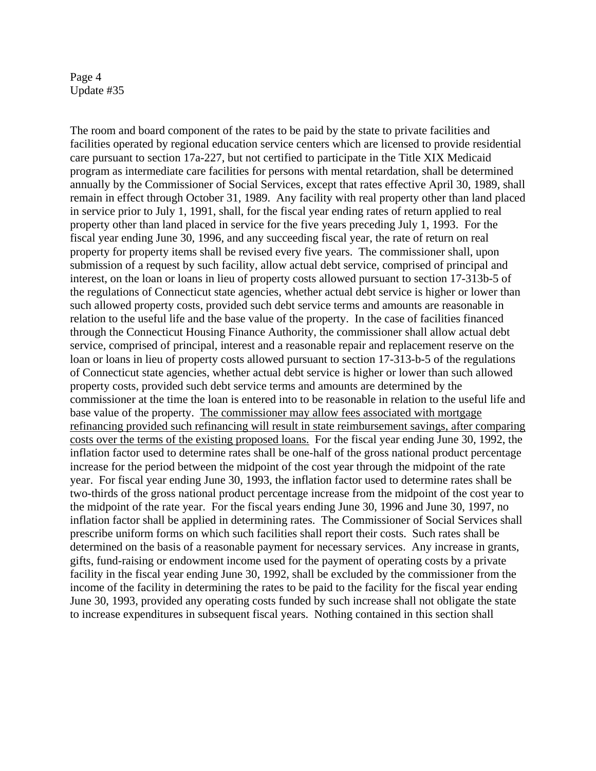The room and board component of the rates to be paid by the state to private facilities and facilities operated by regional education service centers which are licensed to provide residential care pursuant to section 17a-227, but not certified to participate in the Title XIX Medicaid program as intermediate care facilities for persons with mental retardation, shall be determined annually by the Commissioner of Social Services, except that rates effective April 30, 1989, shall remain in effect through October 31, 1989. Any facility with real property other than land placed in service prior to July 1, 1991, shall, for the fiscal year ending rates of return applied to real property other than land placed in service for the five years preceding July 1, 1993. For the fiscal year ending June 30, 1996, and any succeeding fiscal year, the rate of return on real property for property items shall be revised every five years. The commissioner shall, upon submission of a request by such facility, allow actual debt service, comprised of principal and interest, on the loan or loans in lieu of property costs allowed pursuant to section 17-313b-5 of the regulations of Connecticut state agencies, whether actual debt service is higher or lower than such allowed property costs, provided such debt service terms and amounts are reasonable in relation to the useful life and the base value of the property. In the case of facilities financed through the Connecticut Housing Finance Authority, the commissioner shall allow actual debt service, comprised of principal, interest and a reasonable repair and replacement reserve on the loan or loans in lieu of property costs allowed pursuant to section 17-313-b-5 of the regulations of Connecticut state agencies, whether actual debt service is higher or lower than such allowed property costs, provided such debt service terms and amounts are determined by the commissioner at the time the loan is entered into to be reasonable in relation to the useful life and base value of the property. <u>The commissioner may allow fees associated with mortgage refinancing provided such refinancing will result in state reimbursement savings, after comparing costs over the terms of the existing proposed loans.</u> For the fiscal year ending June 30, 1992, the inflation factor used to determine rates shall be one-half of the gross national product percentage increase for the period between the midpoint of the cost year through the midpoint of the rate year. For fiscal year ending June 30, 1993, the inflation factor used to determine rates shall be two-thirds of the gross national product percentage increase from the midpoint of the cost year to the midpoint of the rate year. For the fiscal years ending June 30, 1996 and June 30, 1997, no inflation factor shall be applied in determining rates. The Commissioner of Social Services shall prescribe uniform forms on which such facilities shall report their costs. Such rates shall be determined on the basis of a reasonable payment for necessary services. Any increase in grants, gifts, fund-raising or endowment income used for the payment of operating costs by a private facility in the fiscal year ending June 30, 1992, shall be excluded by the commissioner from the income of the facility in determining the rates to be paid to the facility for the fiscal year ending June 30, 1993, provided any operating costs funded by such increase shall not obligate the state to increase expenditures in subsequent fiscal years. Nothing contained in this section shall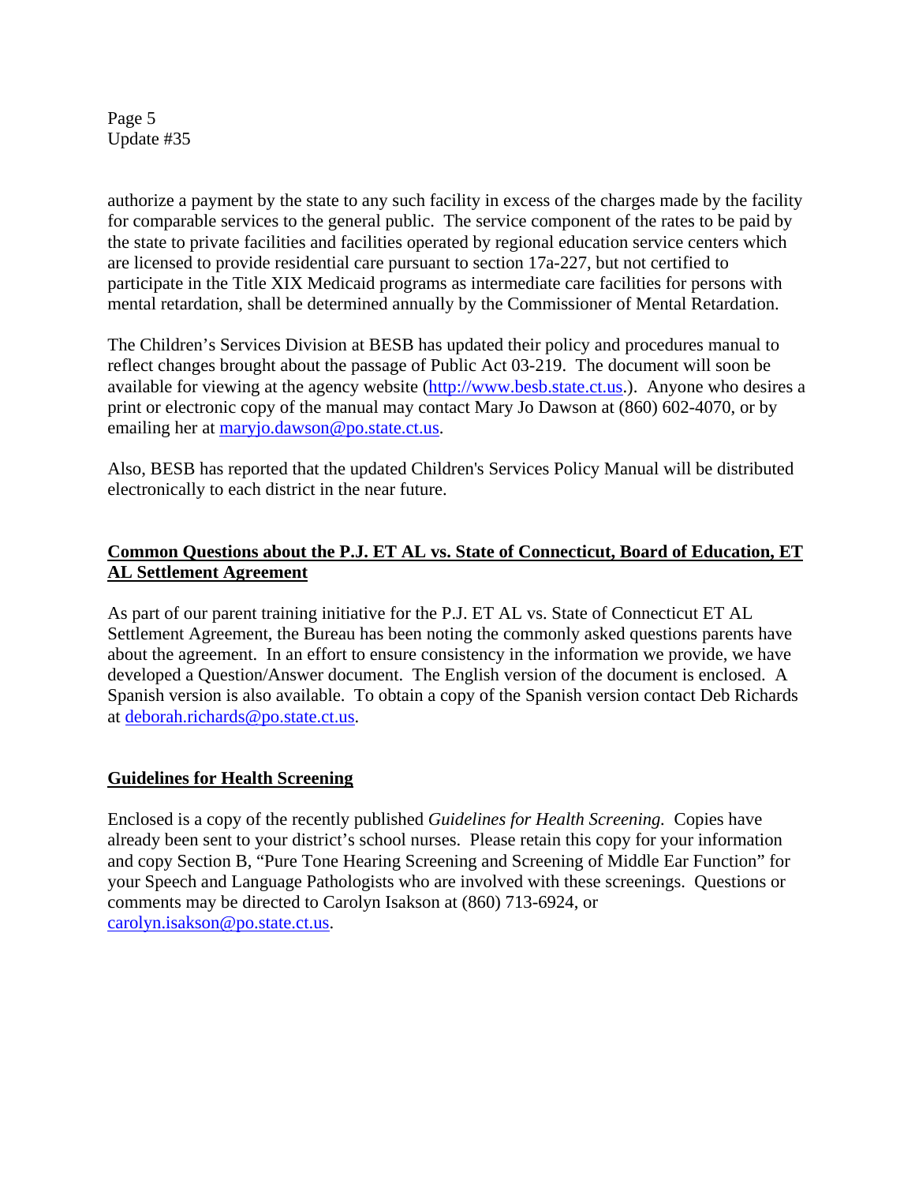authorize a payment by the state to any such facility in excess of the charges made by the facility for comparable services to the general public. The service component of the rates to be paid by the state to private facilities and facilities operated by regional education service centers which are licensed to provide residential care pursuant to section 17a-227, but not certified to participate in the Title XIX Medicaid programs as intermediate care facilities for persons with mental retardation, shall be determined annually by the Commissioner of Mental Retardation.

The Children's Services Division at BESB has updated their policy and procedures manual to reflect changes brought about the passage of Public Act 03-219. The document will soon be available for viewing at the agency website (http://www.besb.state.ct.us.). Anyone who desires a print or electronic copy of the manual may contact Mary Jo Dawson at (860) 602-4070, or by emailing her at maryjo.dawson@po.state.ct.us.

Also, BESB has reported that the updated Children's Services Policy Manual will be distributed electronically to each district in the near future.

## Common Questions about the P.J. ET AL vs. State of Connecticut, Board of Education, ET AL Settlement Agreement

As part of our parent training initiative for the P.J. ET AL vs. State of Connecticut ET AL Settlement Agreement, the Bureau has been noting the commonly asked questions parents have about the agreement. In an effort to ensure consistency in the information we provide, we have developed a Question/Answer document. The English version of the document is enclosed. A Spanish version is also available. To obtain a copy of the Spanish version contact Deb Richards at deborah.richards@po.state.ct.us.

## Guidelines for Health Screening

Enclosed is a copy of the recently published *Guidelines for Health Screening.* Copies have already been sent to your district's school nurses. Please retain this copy for your information and copy Section B, "Pure Tone Hearing Screening and Screening of Middle Ear Function" for your Speech and Language Pathologists who are involved with these screenings. Questions or comments may be directed to Carolyn Isakson at (860) 713-6924, or carolyn.isakson@po.state.ct.us.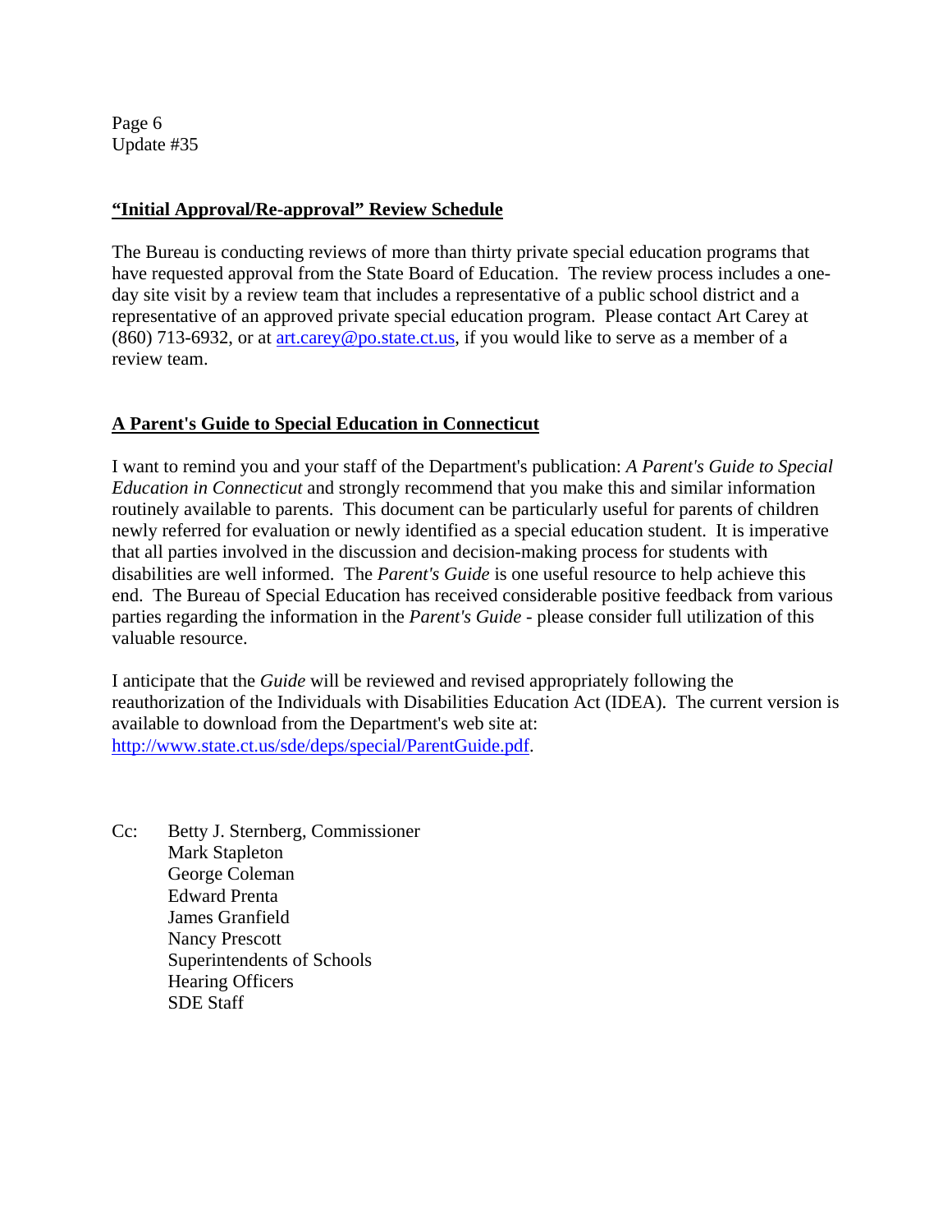## "Initial Approval/Re-approval" Review Schedule

The Bureau is conducting reviews of more than thirty private special education programs that have requested approval from the State Board of Education. The review process includes a one-day site visit by a review team that includes a representative of a public school district and a representative of an approved private special education program. Please contact Art Carey at (860) 713-6932, or at art.carey@po.state.ct.us, if you would like to serve as a member of a review team.

## A Parent's Guide to Special Education in Connecticut

I want to remind you and your staff of the Department's publication: *A Parent's Guide to Special Education in Connecticut* and strongly recommend that you make this and similar information routinely available to parents. This document can be particularly useful for parents of children newly referred for evaluation or newly identified as a special education student. It is imperative that all parties involved in the discussion and decision-making process for students with disabilities are well informed. The *Parent's Guide* is one useful resource to help achieve this end. The Bureau of Special Education has received considerable positive feedback from various parties regarding the information in the *Parent's Guide* - please consider full utilization of this valuable resource.

I anticipate that the *Guide* will be reviewed and revised appropriately following the reauthorization of the Individuals with Disabilities Education Act (IDEA). The current version is available to download from the Department's web site at: http://www.state.ct.us/sde/deps/special/ParentGuide.pdf.

Cc: Betty J. Sternberg, Commissioner
Mark Stapleton
George Coleman
Edward Prenta
James Granfield
Nancy Prescott
Superintendents of Schools
Hearing Officers
SDE Staff